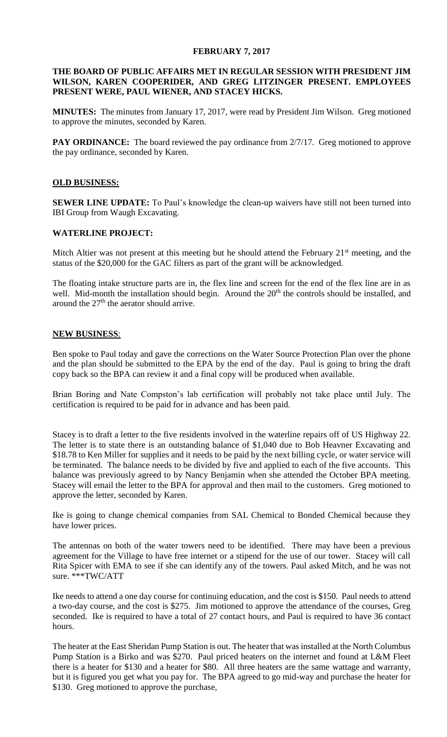**FEBRUARY 7, 2017**

**THE BOARD OF PUBLIC AFFAIRS MET IN REGULAR SESSION WITH PRESIDENT JIM WILSON, KAREN COOPERIDER, AND GREG LITZINGER PRESENT. EMPLOYEES PRESENT WERE, PAUL WIENER, AND STACEY HICKS.**

**MINUTES:** The minutes from January 17, 2017, were read by President Jim Wilson. Greg motioned to approve the minutes, seconded by Karen.

**PAY ORDINANCE:** The board reviewed the pay ordinance from 2/7/17. Greg motioned to approve the pay ordinance, seconded by Karen.

**OLD BUSINESS:**

**SEWER LINE UPDATE:** To Paul's knowledge the clean-up waivers have still not been turned into IBI Group from Waugh Excavating.

**WATERLINE PROJECT:**

Mitch Altier was not present at this meeting but he should attend the February 21st meeting, and the status of the $20,000 for the GAC filters as part of the grant will be acknowledged.

The floating intake structure parts are in, the flex line and screen for the end of the flex line are in as well. Mid-month the installation should begin. Around the 20th the controls should be installed, and around the 27th the aerator should arrive.

**NEW BUSINESS:**

Ben spoke to Paul today and gave the corrections on the Water Source Protection Plan over the phone and the plan should be submitted to the EPA by the end of the day. Paul is going to bring the draft copy back so the BPA can review it and a final copy will be produced when available.

Brian Boring and Nate Compston's lab certification will probably not take place until July. The certification is required to be paid for in advance and has been paid.

Stacey is to draft a letter to the five residents involved in the waterline repairs off of US Highway 22. The letter is to state there is an outstanding balance of $1,040 due to Bob Heavner Excavating and $18.78 to Ken Miller for supplies and it needs to be paid by the next billing cycle, or water service will be terminated. The balance needs to be divided by five and applied to each of the five accounts. This balance was previously agreed to by Nancy Benjamin when she attended the October BPA meeting. Stacey will email the letter to the BPA for approval and then mail to the customers. Greg motioned to approve the letter, seconded by Karen.

Ike is going to change chemical companies from SAL Chemical to Bonded Chemical because they have lower prices.

The antennas on both of the water towers need to be identified. There may have been a previous agreement for the Village to have free internet or a stipend for the use of our tower. Stacey will call Rita Spicer with EMA to see if she can identify any of the towers. Paul asked Mitch, and he was not sure. ***TWC/ATT

Ike needs to attend a one day course for continuing education, and the cost is $150. Paul needs to attend a two-day course, and the cost is $275. Jim motioned to approve the attendance of the courses, Greg seconded. Ike is required to have a total of 27 contact hours, and Paul is required to have 36 contact hours.

The heater at the East Sheridan Pump Station is out. The heater that was installed at the North Columbus Pump Station is a Birko and was $270. Paul priced heaters on the internet and found at L&M Fleet there is a heater for $130 and a heater for $80. All three heaters are the same wattage and warranty, but it is figured you get what you pay for. The BPA agreed to go mid-way and purchase the heater for $130. Greg motioned to approve the purchase,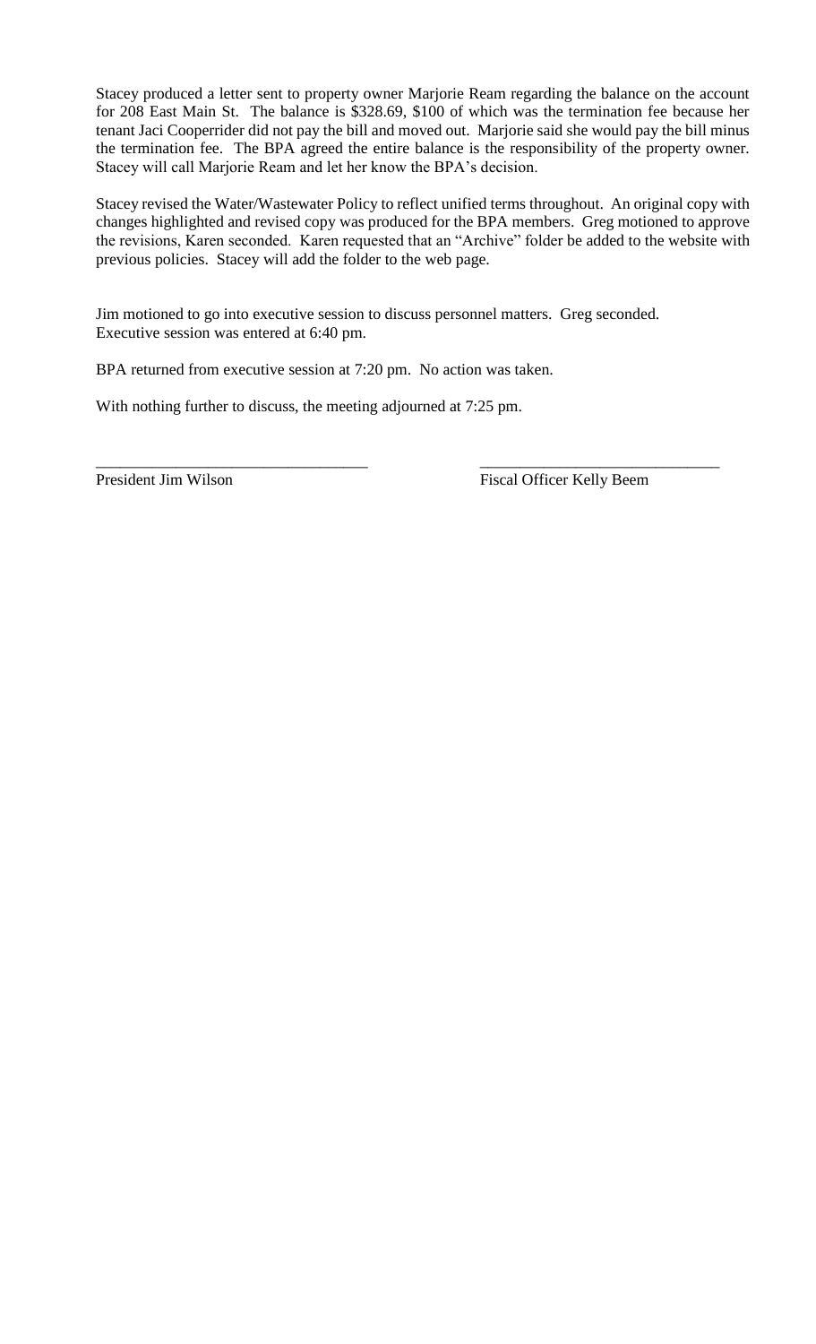Stacey produced a letter sent to property owner Marjorie Ream regarding the balance on the account for 208 East Main St. The balance is $328.69, $100 of which was the termination fee because her tenant Jaci Cooperrider did not pay the bill and moved out. Marjorie said she would pay the bill minus the termination fee. The BPA agreed the entire balance is the responsibility of the property owner. Stacey will call Marjorie Ream and let her know the BPA's decision.

Stacey revised the Water/Wastewater Policy to reflect unified terms throughout. An original copy with changes highlighted and revised copy was produced for the BPA members. Greg motioned to approve the revisions, Karen seconded. Karen requested that an "Archive" folder be added to the website with previous policies. Stacey will add the folder to the web page.

Jim motioned to go into executive session to discuss personnel matters. Greg seconded. Executive session was entered at 6:40 pm.

BPA returned from executive session at 7:20 pm. No action was taken.

With nothing further to discuss, the meeting adjourned at 7:25 pm.

\_\_\_\_\_\_\_\_\_\_\_\_\_\_\_\_\_\_\_\_\_\_\_\_\_\_\_\_\_\_\_\_\_\_ \_\_\_\_\_\_\_\_\_\_\_\_\_\_\_\_\_\_\_\_\_\_\_\_\_\_\_\_\_\_\_

President Jim Wilson Fiscal Officer Kelly Beem